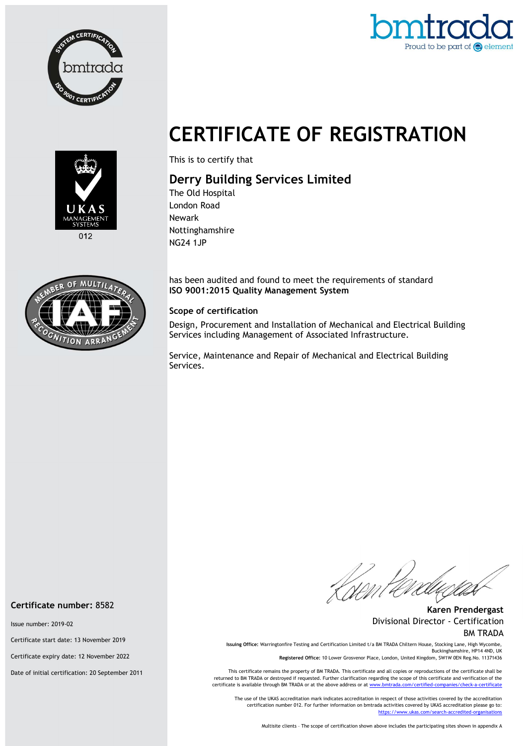# CERTIFICATE OF REGISTRATION

This is to certify that

## Derry Building Services Limited

The Old Hospital
London Road
Newark
Nottinghamshire
NG24 1JP

has been audited and found to meet the requirements of standard
**ISO 9001:2015 Quality Management System**

### Scope of certification

Design, Procurement and Installation of Mechanical and Electrical Building Services including Management of Associated Infrastructure.

Service, Maintenance and Repair of Mechanical and Electrical Building Services.

**Certificate number:** 8582

Issue number: 2019-02

Certificate start date: 13 November 2019

Certificate expiry date: 12 November 2022

Date of initial certification: 20 September 2011

**Karen Prendergast**
Divisional Director - Certification
BM TRADA

**Issuing Office:** Warringtonfire Testing and Certification Limited t/a BM TRADA Chiltern House, Stocking Lane, High Wycombe, Buckinghamshire, HP14 4ND, UK
**Registered Office:** 10 Lower Grosvenor Place, London, United Kingdom, SW1W 0EN Reg.No. 11371436

This certificate remains the property of BM TRADA. This certificate and all copies or reproductions of the certificate shall be returned to BM TRADA or destroyed if requested. Further clarification regarding the scope of this certificate and verification of the certificate is available through BM TRADA or at the above address or at www.bmtrada.com/certified-companies/check-a-certificate

The use of the UKAS accreditation mark indicates accreditation in respect of those activities covered by the accreditation certification number 012. For further information on bmtrada activities covered by UKAS accreditation please go to: https://www.ukas.com/search-accredited-organisations

Multisite clients – The scope of certification shown above includes the participating sites shown in appendix A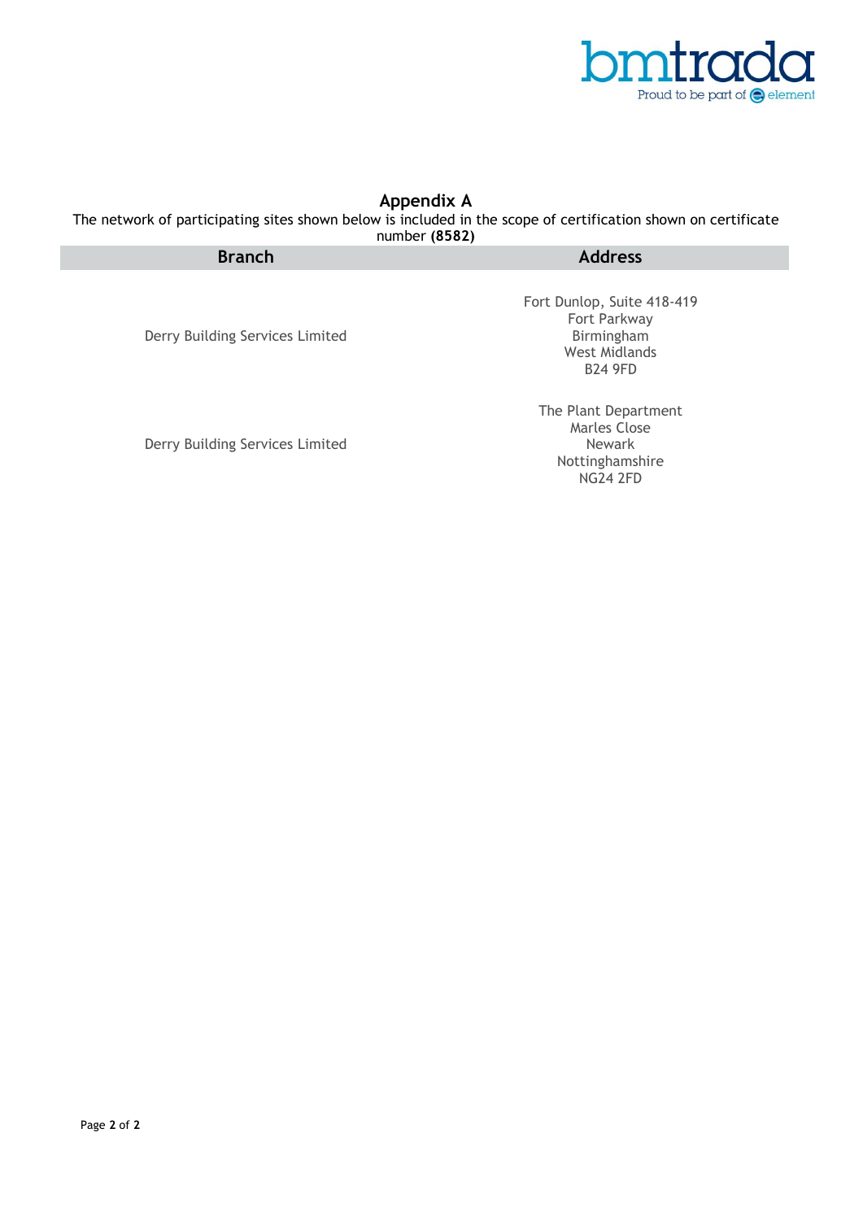## Appendix A

The network of participating sites shown below is included in the scope of certification shown on certificate number **(8582)**

| Branch | Address |
|---|---|
| Derry Building Services Limited | Fort Dunlop, Suite 418-419<br>Fort Parkway<br>Birmingham<br>West Midlands<br>B24 9FD |
| Derry Building Services Limited | The Plant Department<br>Marles Close<br>Newark<br>Nottinghamshire<br>NG24 2FD |